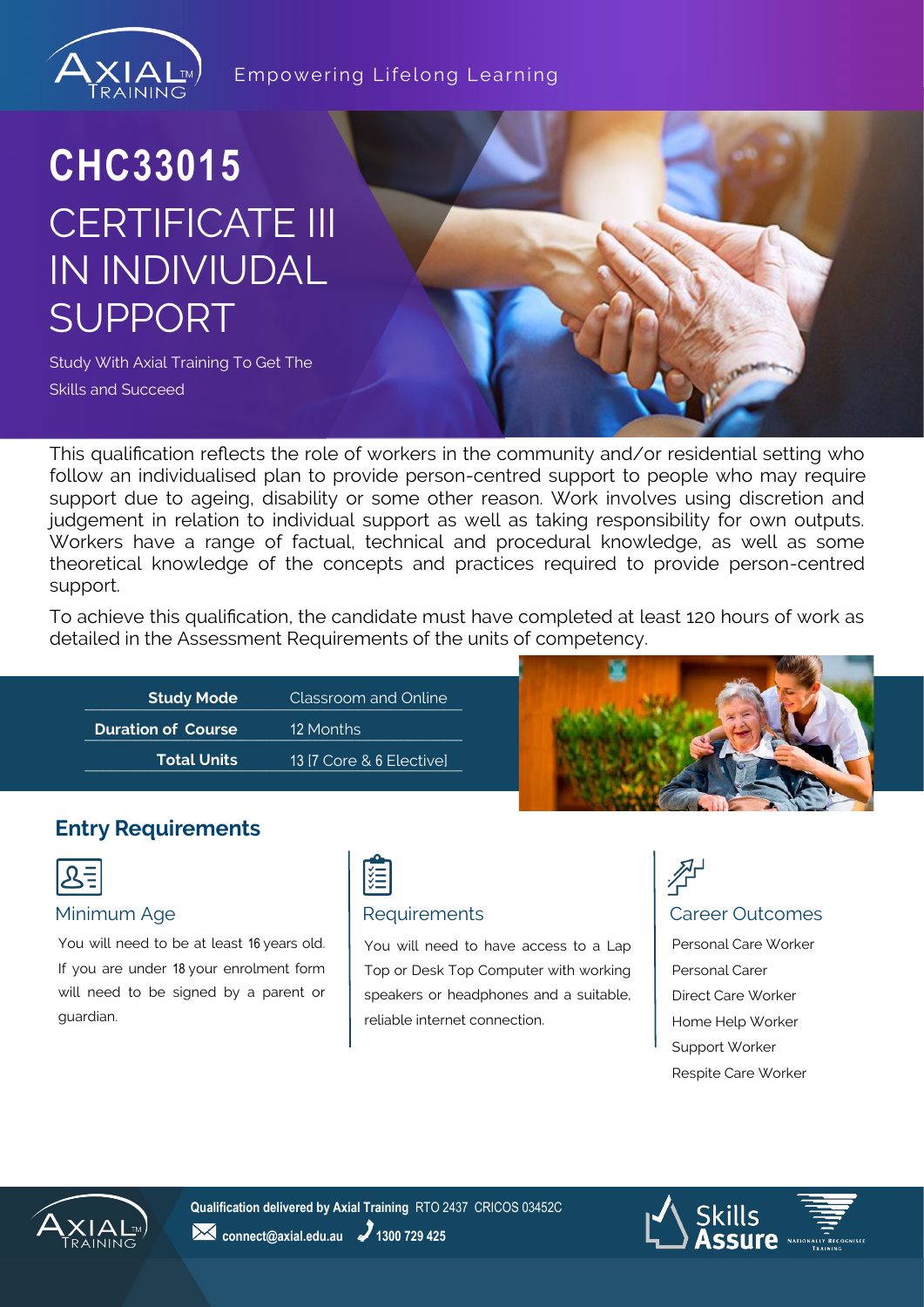Empowering Lifelong Learning

# CHC33015

# CERTIFICATE III IN INDIVIUDAL SUPPORT

Study With Axial Training To Get The Skills and Succeed

This qualification reflects the role of workers in the community and/or residential setting who follow an individualised plan to provide person-centred support to people who may require support due to ageing, disability or some other reason. Work involves using discretion and judgement in relation to individual support as well as taking responsibility for own outputs. Workers have a range of factual, technical and procedural knowledge, as well as some theoretical knowledge of the concepts and practices required to provide person-centred support.

To achieve this qualification, the candidate must have completed at least 120 hours of work as detailed in the Assessment Requirements of the units of competency.

| | |
|---|---|
| **Study Mode** | Classroom and Online |
| **Duration of Course** | 12 Months |
| **Total Units** | 13 [7 Core & 6 Elective] |

## Entry Requirements

### Minimum Age

You will need to be at least 16 years old. If you are under 18 your enrolment form will need to be signed by a parent or guardian.

### Requirements

You will need to have access to a Lap Top or Desk Top Computer with working speakers or headphones and a suitable, reliable internet connection.

### Career Outcomes

- Personal Care Worker
- Personal Carer
- Direct Care Worker
- Home Help Worker
- Support Worker
- Respite Care Worker

**Qualification delivered by Axial Training** RTO 2437 CRICOS 03452C

**connect@axial.edu.au** **1300 729 425**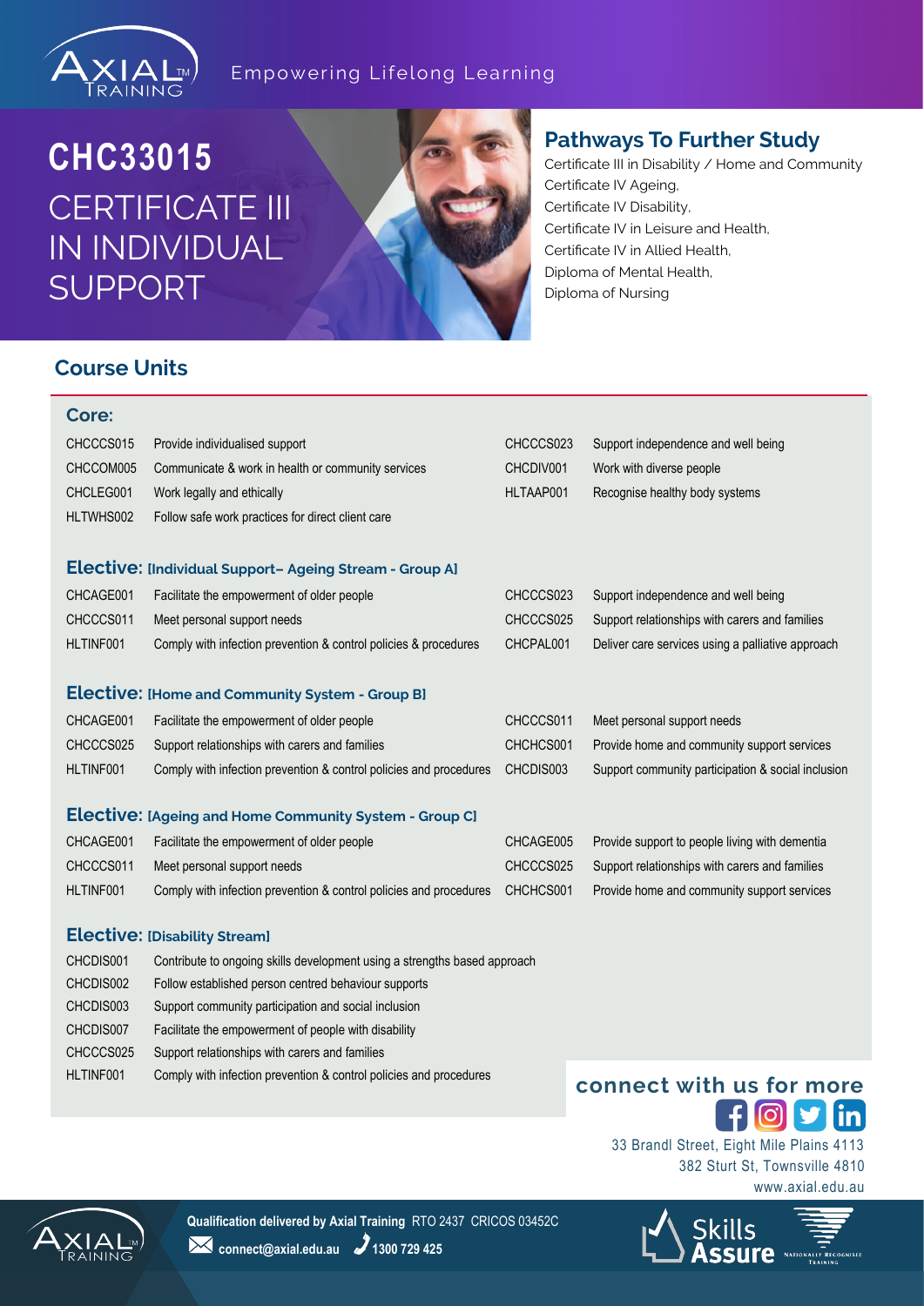Empowering Lifelong Learning

# CHC33015 CERTIFICATE III IN INDIVIDUAL SUPPORT

## Pathways To Further Study

Certificate III in Disability / Home and Community
Certificate IV Ageing,
Certificate IV Disability,
Certificate IV in Leisure and Health,
Certificate IV in Allied Health,
Diploma of Mental Health,
Diploma of Nursing

## Course Units

### Core:

| | | | |
|---|---|---|---|
| CHCCCS015 | Provide individualised support | CHCCCS023 | Support independence and well being |
| CHCCOM005 | Communicate & work in health or community services | CHCDIV001 | Work with diverse people |
| CHCLEG001 | Work legally and ethically | HLTAAP001 | Recognise healthy body systems |
| HLTWHS002 | Follow safe work practices for direct client care | | |

### Elective: [Individual Support– Ageing Stream - Group A]

| | | | |
|---|---|---|---|
| CHCAGE001 | Facilitate the empowerment of older people | CHCCCS023 | Support independence and well being |
| CHCCCS011 | Meet personal support needs | CHCCCS025 | Support relationships with carers and families |
| HLTINF001 | Comply with infection prevention & control policies & procedures | CHCPAL001 | Deliver care services using a palliative approach |

### Elective: [Home and Community System - Group B]

| | | | |
|---|---|---|---|
| CHCAGE001 | Facilitate the empowerment of older people | CHCCCS011 | Meet personal support needs |
| CHCCCS025 | Support relationships with carers and families | CHCHCS001 | Provide home and community support services |
| HLTINF001 | Comply with infection prevention & control policies and procedures | CHCDIS003 | Support community participation & social inclusion |

### Elective: [Ageing and Home Community System - Group C]

| | | | |
|---|---|---|---|
| CHCAGE001 | Facilitate the empowerment of older people | CHCAGE005 | Provide support to people living with dementia |
| CHCCCS011 | Meet personal support needs | CHCCCS025 | Support relationships with carers and families |
| HLTINF001 | Comply with infection prevention & control policies and procedures | CHCHCS001 | Provide home and community support services |

### Elective: [Disability Stream]

| | |
|---|---|
| CHCDIS001 | Contribute to ongoing skills development using a strengths based approach |
| CHCDIS002 | Follow established person centred behaviour supports |
| CHCDIS003 | Support community participation and social inclusion |
| CHCDIS007 | Facilitate the empowerment of people with disability |
| CHCCCS025 | Support relationships with carers and families |
| HLTINF001 | Comply with infection prevention & control policies and procedures |

**connect with us for more**

33 Brandl Street, Eight Mile Plains 4113
382 Sturt St, Townsville 4810
www.axial.edu.au

**Qualification delivered by Axial Training** RTO 2437 CRICOS 03452C
**connect@axial.edu.au** **1300 729 425**